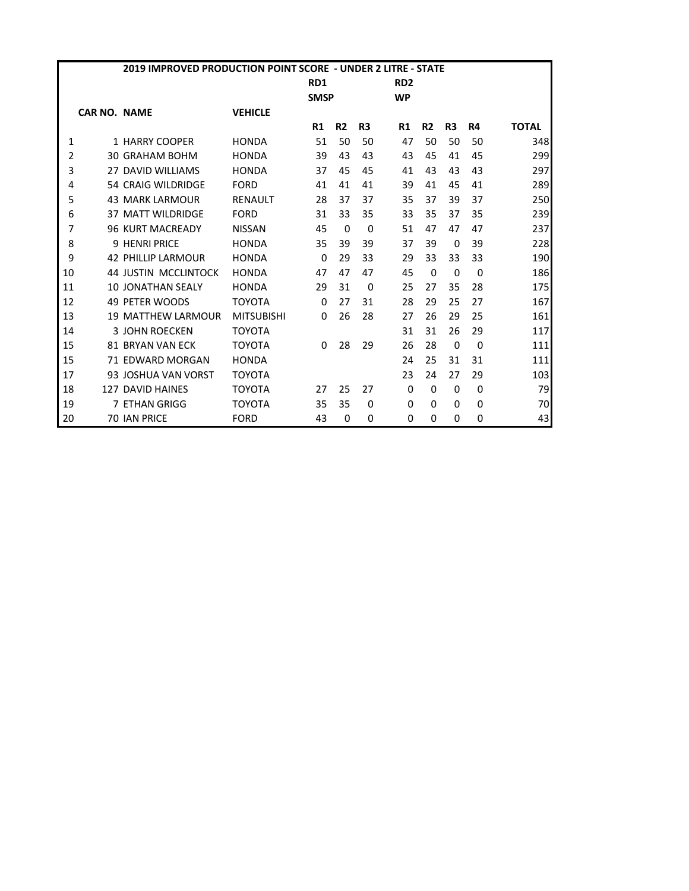| | | | | | | | | | | | |
|---|---|---|---|---|---|---|---|---|---|---|---|
| **2019 IMPROVED PRODUCTION POINT SCORE - UNDER 2 LITRE - STATE** | | | | | | | | | | | |
| | | | **RD1** | | | **RD2** | | | | | |
| | | | **SMSP** | | | **WP** | | | | | |
| | **CAR NO. NAME** | **VEHICLE** | | | | | | | | | |
| | | | **R1** | **R2** | **R3** | **R1** | **R2** | **R3** | **R4** | | **TOTAL** |
| 1 | 1 HARRY COOPER | HONDA | 51 | 50 | 50 | 47 | 50 | 50 | 50 | | 348 |
| 2 | 30 GRAHAM BOHM | HONDA | 39 | 43 | 43 | 43 | 45 | 41 | 45 | | 299 |
| 3 | 27 DAVID WILLIAMS | HONDA | 37 | 45 | 45 | 41 | 43 | 43 | 43 | | 297 |
| 4 | 54 CRAIG WILDRIDGE | FORD | 41 | 41 | 41 | 39 | 41 | 45 | 41 | | 289 |
| 5 | 43 MARK LARMOUR | RENAULT | 28 | 37 | 37 | 35 | 37 | 39 | 37 | | 250 |
| 6 | 37 MATT WILDRIDGE | FORD | 31 | 33 | 35 | 33 | 35 | 37 | 35 | | 239 |
| 7 | 96 KURT MACREADY | NISSAN | 45 | 0 | 0 | 51 | 47 | 47 | 47 | | 237 |
| 8 | 9 HENRI PRICE | HONDA | 35 | 39 | 39 | 37 | 39 | 0 | 39 | | 228 |
| 9 | 42 PHILLIP LARMOUR | HONDA | 0 | 29 | 33 | 29 | 33 | 33 | 33 | | 190 |
| 10 | 44 JUSTIN MCCLINTOCK | HONDA | 47 | 47 | 47 | 45 | 0 | 0 | 0 | | 186 |
| 11 | 10 JONATHAN SEALY | HONDA | 29 | 31 | 0 | 25 | 27 | 35 | 28 | | 175 |
| 12 | 49 PETER WOODS | TOYOTA | 0 | 27 | 31 | 28 | 29 | 25 | 27 | | 167 |
| 13 | 19 MATTHEW LARMOUR | MITSUBISHI | 0 | 26 | 28 | 27 | 26 | 29 | 25 | | 161 |
| 14 | 3 JOHN ROECKEN | TOYOTA | | | | 31 | 31 | 26 | 29 | | 117 |
| 15 | 81 BRYAN VAN ECK | TOYOTA | 0 | 28 | 29 | 26 | 28 | 0 | 0 | | 111 |
| 15 | 71 EDWARD MORGAN | HONDA | | | | 24 | 25 | 31 | 31 | | 111 |
| 17 | 93 JOSHUA VAN VORST | TOYOTA | | | | 23 | 24 | 27 | 29 | | 103 |
| 18 | 127 DAVID HAINES | TOYOTA | 27 | 25 | 27 | 0 | 0 | 0 | 0 | | 79 |
| 19 | 7 ETHAN GRIGG | TOYOTA | 35 | 35 | 0 | 0 | 0 | 0 | 0 | | 70 |
| 20 | 70 IAN PRICE | FORD | 43 | 0 | 0 | 0 | 0 | 0 | 0 | | 43 |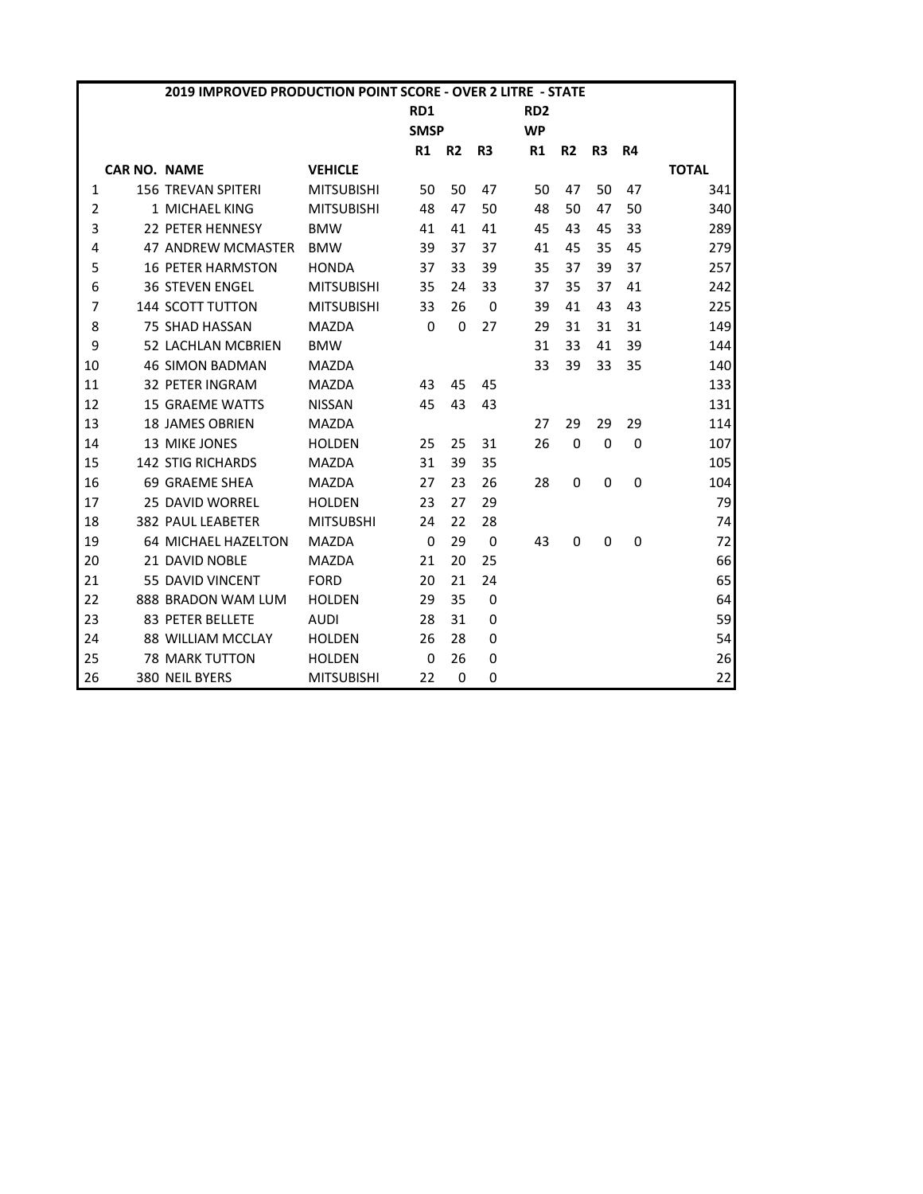| | | | | RD1 | | | RD2 | | | | |
|---|---|---|---|---|---|---|---|---|---|---|---|
| | | | | SMSP | | | WP | | | | |
| | | | | R1 | R2 | R3 | R1 | R2 | R3 | R4 | |
| | CAR NO. | NAME | VEHICLE | | | | | | | | TOTAL |
| 1 | 156 | TREVAN SPITERI | MITSUBISHI | 50 | 50 | 47 | 50 | 47 | 50 | 47 | 341 |
| 2 | 1 | MICHAEL KING | MITSUBISHI | 48 | 47 | 50 | 48 | 50 | 47 | 50 | 340 |
| 3 | 22 | PETER HENNESY | BMW | 41 | 41 | 41 | 45 | 43 | 45 | 33 | 289 |
| 4 | 47 | ANDREW MCMASTER | BMW | 39 | 37 | 37 | 41 | 45 | 35 | 45 | 279 |
| 5 | 16 | PETER HARMSTON | HONDA | 37 | 33 | 39 | 35 | 37 | 39 | 37 | 257 |
| 6 | 36 | STEVEN ENGEL | MITSUBISHI | 35 | 24 | 33 | 37 | 35 | 37 | 41 | 242 |
| 7 | 144 | SCOTT TUTTON | MITSUBISHI | 33 | 26 | 0 | 39 | 41 | 43 | 43 | 225 |
| 8 | 75 | SHAD HASSAN | MAZDA | 0 | 0 | 27 | 29 | 31 | 31 | 31 | 149 |
| 9 | 52 | LACHLAN MCBRIEN | BMW | | | | 31 | 33 | 41 | 39 | 144 |
| 10 | 46 | SIMON BADMAN | MAZDA | | | | 33 | 39 | 33 | 35 | 140 |
| 11 | 32 | PETER INGRAM | MAZDA | 43 | 45 | 45 | | | | | 133 |
| 12 | 15 | GRAEME WATTS | NISSAN | 45 | 43 | 43 | | | | | 131 |
| 13 | 18 | JAMES OBRIEN | MAZDA | | | | 27 | 29 | 29 | 29 | 114 |
| 14 | 13 | MIKE JONES | HOLDEN | 25 | 25 | 31 | 26 | 0 | 0 | 0 | 107 |
| 15 | 142 | STIG RICHARDS | MAZDA | 31 | 39 | 35 | | | | | 105 |
| 16 | 69 | GRAEME SHEA | MAZDA | 27 | 23 | 26 | 28 | 0 | 0 | 0 | 104 |
| 17 | 25 | DAVID WORREL | HOLDEN | 23 | 27 | 29 | | | | | 79 |
| 18 | 382 | PAUL LEABETER | MITSUBSHI | 24 | 22 | 28 | | | | | 74 |
| 19 | 64 | MICHAEL HAZELTON | MAZDA | 0 | 29 | 0 | 43 | 0 | 0 | 0 | 72 |
| 20 | 21 | DAVID NOBLE | MAZDA | 21 | 20 | 25 | | | | | 66 |
| 21 | 55 | DAVID VINCENT | FORD | 20 | 21 | 24 | | | | | 65 |
| 22 | 888 | BRADON WAM LUM | HOLDEN | 29 | 35 | 0 | | | | | 64 |
| 23 | 83 | PETER BELLETE | AUDI | 28 | 31 | 0 | | | | | 59 |
| 24 | 88 | WILLIAM MCCLAY | HOLDEN | 26 | 28 | 0 | | | | | 54 |
| 25 | 78 | MARK TUTTON | HOLDEN | 0 | 26 | 0 | | | | | 26 |
| 26 | 380 | NEIL BYERS | MITSUBISHI | 22 | 0 | 0 | | | | | 22 |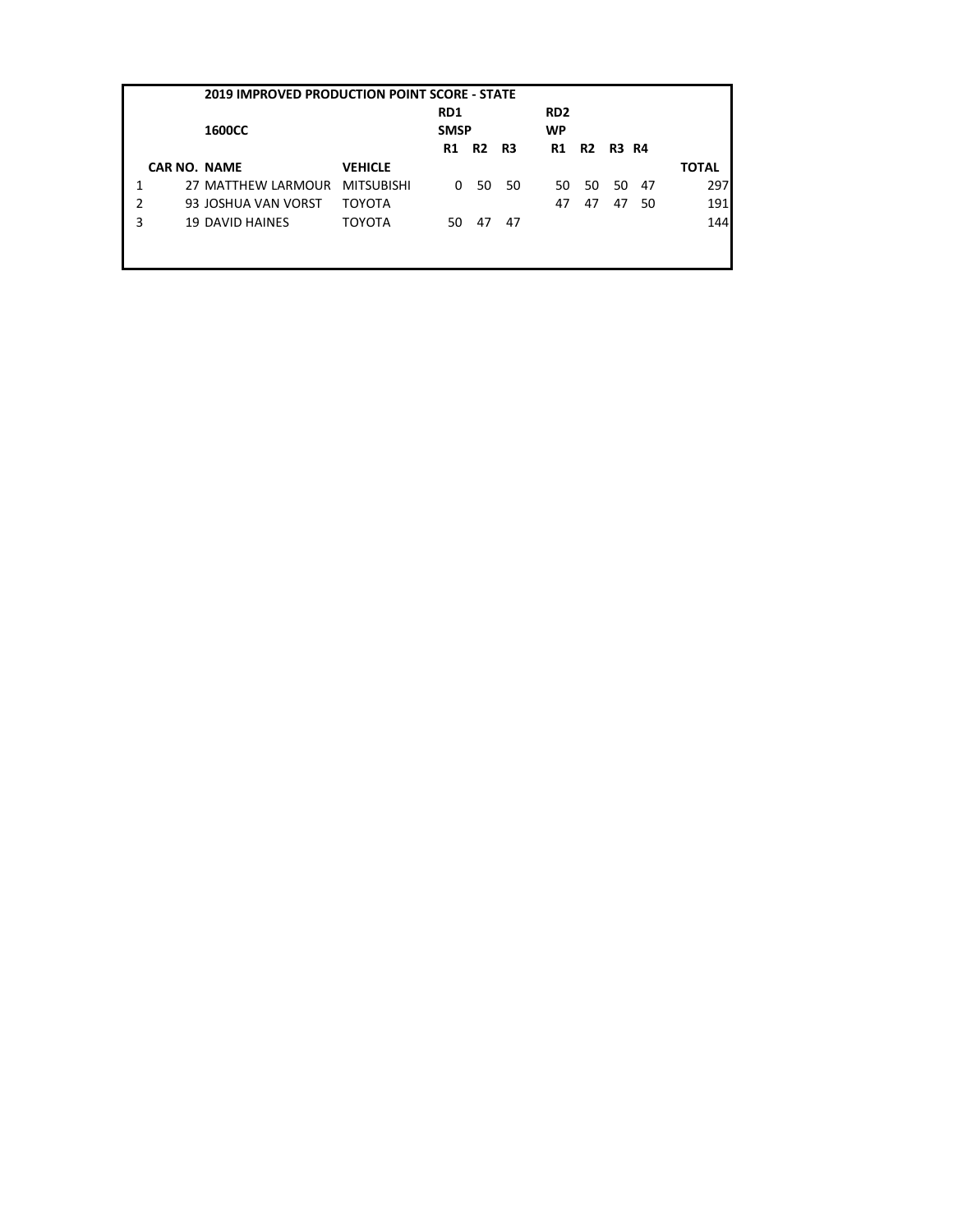| | | | | RD1 | | | RD2 | | | | |
|---|---|---|---|---|---|---|---|---|---|---|---|
| | **2019 IMPROVED PRODUCTION POINT SCORE - STATE** | | | **SMSP** | | | **WP** | | | | |
| | **1600CC** | | | **R1** | **R2** | **R3** | **R1** | **R2** | **R3** | **R4** | |
| | **CAR NO.** | **NAME** | **VEHICLE** | | | | | | | | **TOTAL** |
| 1 | 27 | MATTHEW LARMOUR | MITSUBISHI | 0 | 50 | 50 | 50 | 50 | 50 | 47 | 297 |
| 2 | 93 | JOSHUA VAN VORST | TOYOTA | | | | 47 | 47 | 47 | 50 | 191 |
| 3 | 19 | DAVID HAINES | TOYOTA | 50 | 47 | 47 | | | | | 144 |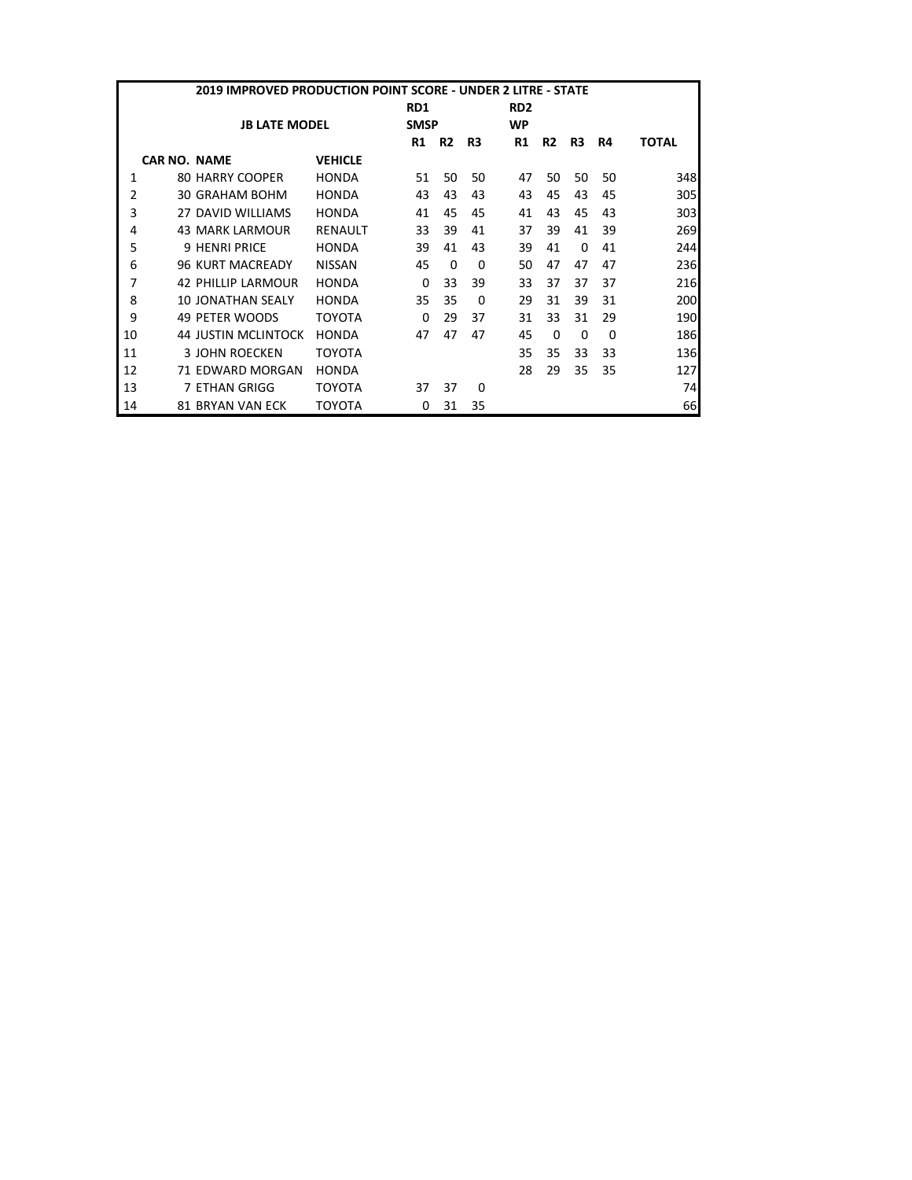**2019 IMPROVED PRODUCTION POINT SCORE - UNDER 2 LITRE - STATE**

**JB LATE MODEL**

| | CAR NO. | NAME | VEHICLE | RD1 SMSP R1 | R2 | R3 | RD2 WP R1 | R2 | R3 | R4 | TOTAL |
|---|---|---|---|---|---|---|---|---|---|---|---|
| 1 | 80 | HARRY COOPER | HONDA | 51 | 50 | 50 | 47 | 50 | 50 | 50 | 348 |
| 2 | 30 | GRAHAM BOHM | HONDA | 43 | 43 | 43 | 43 | 45 | 43 | 45 | 305 |
| 3 | 27 | DAVID WILLIAMS | HONDA | 41 | 45 | 45 | 41 | 43 | 45 | 43 | 303 |
| 4 | 43 | MARK LARMOUR | RENAULT | 33 | 39 | 41 | 37 | 39 | 41 | 39 | 269 |
| 5 | 9 | HENRI PRICE | HONDA | 39 | 41 | 43 | 39 | 41 | 0 | 41 | 244 |
| 6 | 96 | KURT MACREADY | NISSAN | 45 | 0 | 0 | 50 | 47 | 47 | 47 | 236 |
| 7 | 42 | PHILLIP LARMOUR | HONDA | 0 | 33 | 39 | 33 | 37 | 37 | 37 | 216 |
| 8 | 10 | JONATHAN SEALY | HONDA | 35 | 35 | 0 | 29 | 31 | 39 | 31 | 200 |
| 9 | 49 | PETER WOODS | TOYOTA | 0 | 29 | 37 | 31 | 33 | 31 | 29 | 190 |
| 10 | 44 | JUSTIN MCLINTOCK | HONDA | 47 | 47 | 47 | 45 | 0 | 0 | 0 | 186 |
| 11 | 3 | JOHN ROECKEN | TOYOTA | | | | 35 | 35 | 33 | 33 | 136 |
| 12 | 71 | EDWARD MORGAN | HONDA | | | | 28 | 29 | 35 | 35 | 127 |
| 13 | 7 | ETHAN GRIGG | TOYOTA | 37 | 37 | 0 | | | | | 74 |
| 14 | 81 | BRYAN VAN ECK | TOYOTA | 0 | 31 | 35 | | | | | 66 |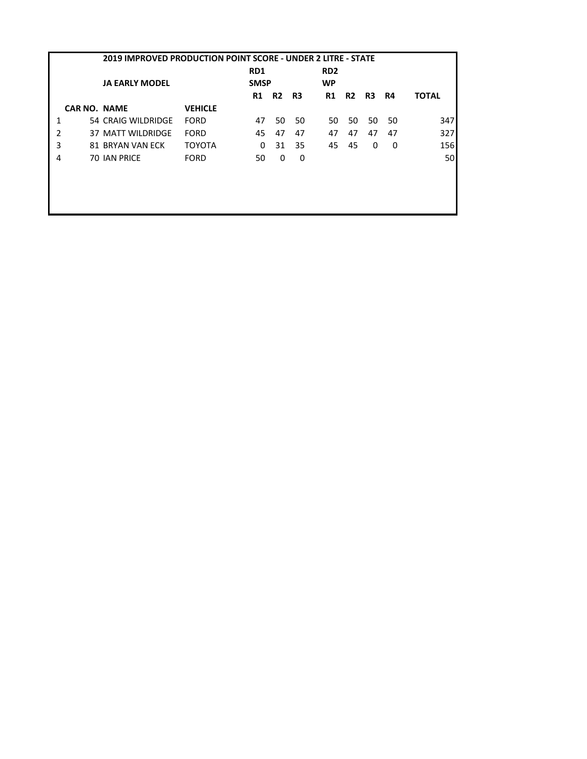## 2019 IMPROVED PRODUCTION POINT SCORE - UNDER 2 LITRE - STATE

| | | | | RD1 | | | RD2 | | | | |
|---|---|---|---|---|---|---|---|---|---|---|---|
| | | **JA EARLY MODEL** | | **SMSP** | | | **WP** | | | | |
| | | | | **R1** | **R2** | **R3** | **R1** | **R2** | **R3** | **R4** | **TOTAL** |
| | **CAR NO.** | **NAME** | **VEHICLE** | | | | | | | | |
| 1 | 54 | CRAIG WILDRIDGE | FORD | 47 | 50 | 50 | 50 | 50 | 50 | 50 | 347 |
| 2 | 37 | MATT WILDRIDGE | FORD | 45 | 47 | 47 | 47 | 47 | 47 | 47 | 327 |
| 3 | 81 | BRYAN VAN ECK | TOYOTA | 0 | 31 | 35 | 45 | 45 | 0 | 0 | 156 |
| 4 | 70 | IAN PRICE | FORD | 50 | 0 | 0 | | | | | 50 |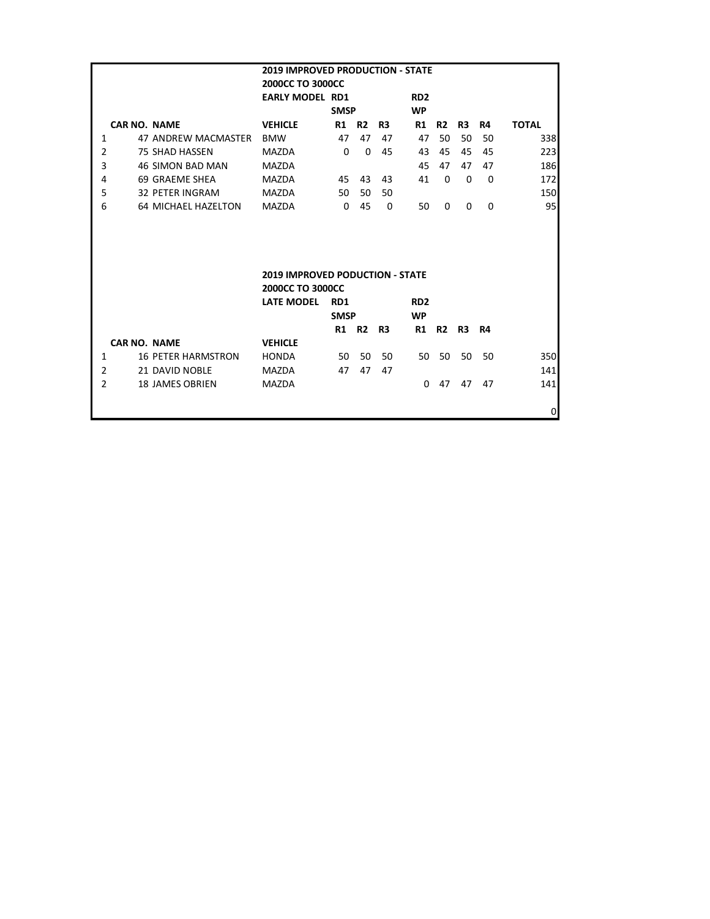## 2019 IMPROVED PRODUCTION - STATE

**2000CC TO 3000CC**

| | CAR NO. | NAME | EARLY MODEL | RD1 | | | RD2 | | | | |
|---|---|---|---|---|---|---|---|---|---|---|---|
| | | | | SMSP | | | WP | | | | |
| | CAR NO. | NAME | VEHICLE | R1 | R2 | R3 | R1 | R2 | R3 | R4 | TOTAL |
| 1 | 47 | ANDREW MACMASTER | BMW | 47 | 47 | 47 | 47 | 50 | 50 | 50 | 338 |
| 2 | 75 | SHAD HASSEN | MAZDA | 0 | 0 | 45 | 43 | 45 | 45 | 45 | 223 |
| 3 | 46 | SIMON BAD MAN | MAZDA | | | | 45 | 47 | 47 | 47 | 186 |
| 4 | 69 | GRAEME SHEA | MAZDA | 45 | 43 | 43 | 41 | 0 | 0 | 0 | 172 |
| 5 | 32 | PETER INGRAM | MAZDA | 50 | 50 | 50 | | | | | 150 |
| 6 | 64 | MICHAEL HAZELTON | MAZDA | 0 | 45 | 0 | 50 | 0 | 0 | 0 | 95 |

## 2019 IMPROVED PODUCTION - STATE

**2000CC TO 3000CC**

| | CAR NO. | NAME | LATE MODEL | RD1 | | | RD2 | | | | |
|---|---|---|---|---|---|---|---|---|---|---|---|
| | | | | SMSP | | | WP | | | | |
| | | | | R1 | R2 | R3 | R1 | R2 | R3 | R4 | |
| | CAR NO. | NAME | VEHICLE | | | | | | | | |
| 1 | 16 | PETER HARMSTRON | HONDA | 50 | 50 | 50 | 50 | 50 | 50 | 50 | 350 |
| 2 | 21 | DAVID NOBLE | MAZDA | 47 | 47 | 47 | | | | | 141 |
| 2 | 18 | JAMES OBRIEN | MAZDA | | | | 0 | 47 | 47 | 47 | 141 |
| | | | | | | | | | | | 0 |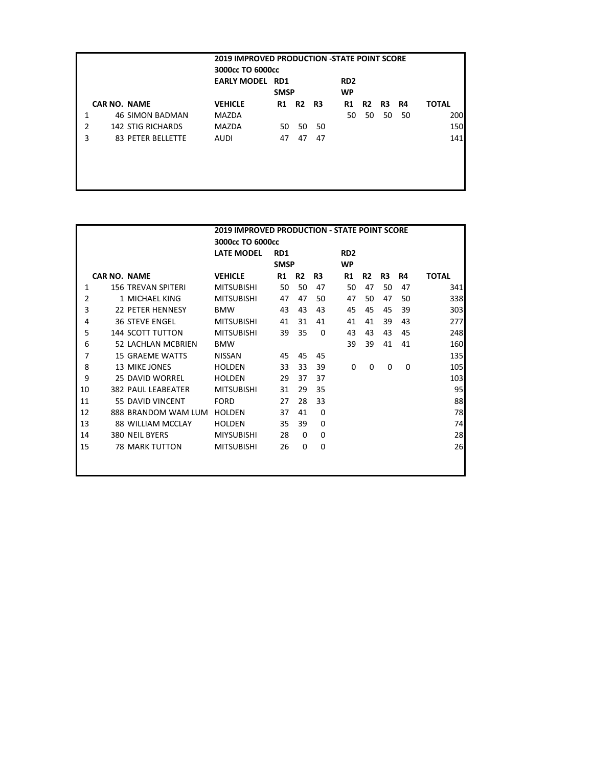**2019 IMPROVED PRODUCTION -STATE POINT SCORE**

**3000cc TO 6000cc**

| | | | **EARLY MODEL** | **RD1** | | | **RD2** | | | | |
|---|---|---|---|---|---|---|---|---|---|---|---|
| | | | | **SMSP** | | | **WP** | | | | |
| | **CAR NO.** | **NAME** | **VEHICLE** | **R1** | **R2** | **R3** | **R1** | **R2** | **R3** | **R4** | **TOTAL** |
| 1 | 46 | SIMON BADMAN | MAZDA | | | | 50 | 50 | 50 | 50 | 200 |
| 2 | 142 | STIG RICHARDS | MAZDA | 50 | 50 | 50 | | | | | 150 |
| 3 | 83 | PETER BELLETTE | AUDI | 47 | 47 | 47 | | | | | 141 |

**2019 IMPROVED PRODUCTION - STATE POINT SCORE**

**3000cc TO 6000cc**

| | | | **LATE MODEL** | **RD1** | | | **RD2** | | | | |
|---|---|---|---|---|---|---|---|---|---|---|---|
| | | | | **SMSP** | | | **WP** | | | | |
| | **CAR NO.** | **NAME** | **VEHICLE** | **R1** | **R2** | **R3** | **R1** | **R2** | **R3** | **R4** | **TOTAL** |
| 1 | 156 | TREVAN SPITERI | MITSUBISHI | 50 | 50 | 47 | 50 | 47 | 50 | 47 | 341 |
| 2 | 1 | MICHAEL KING | MITSUBISHI | 47 | 47 | 50 | 47 | 50 | 47 | 50 | 338 |
| 3 | 22 | PETER HENNESY | BMW | 43 | 43 | 43 | 45 | 45 | 45 | 39 | 303 |
| 4 | 36 | STEVE ENGEL | MITSUBISHI | 41 | 31 | 41 | 41 | 41 | 39 | 43 | 277 |
| 5 | 144 | SCOTT TUTTON | MITSUBISHI | 39 | 35 | 0 | 43 | 43 | 43 | 45 | 248 |
| 6 | 52 | LACHLAN MCBRIEN | BMW | | | | 39 | 39 | 41 | 41 | 160 |
| 7 | 15 | GRAEME WATTS | NISSAN | 45 | 45 | 45 | | | | | 135 |
| 8 | 13 | MIKE JONES | HOLDEN | 33 | 33 | 39 | 0 | 0 | 0 | 0 | 105 |
| 9 | 25 | DAVID WORREL | HOLDEN | 29 | 37 | 37 | | | | | 103 |
| 10 | 382 | PAUL LEABEATER | MITSUBISHI | 31 | 29 | 35 | | | | | 95 |
| 11 | 55 | DAVID VINCENT | FORD | 27 | 28 | 33 | | | | | 88 |
| 12 | 888 | BRANDOM WAM LUM | HOLDEN | 37 | 41 | 0 | | | | | 78 |
| 13 | 88 | WILLIAM MCCLAY | HOLDEN | 35 | 39 | 0 | | | | | 74 |
| 14 | 380 | NEIL BYERS | MIYSUBISHI | 28 | 0 | 0 | | | | | 28 |
| 15 | 78 | MARK TUTTON | MITSUBISHI | 26 | 0 | 0 | | | | | 26 |